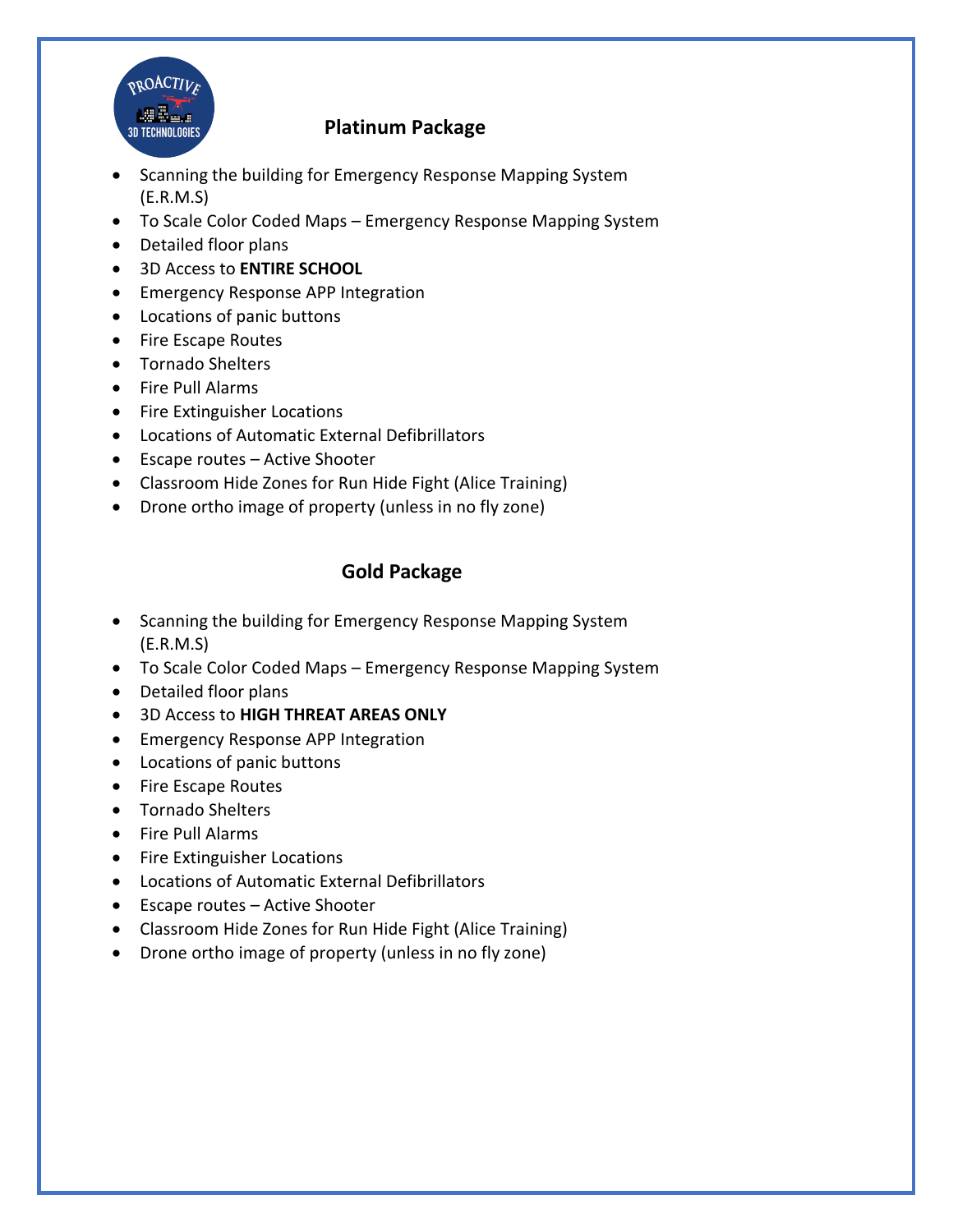## Platinum Package

- Scanning the building for Emergency Response Mapping System (E.R.M.S)
- To Scale Color Coded Maps – Emergency Response Mapping System
- Detailed floor plans
- 3D Access to **ENTIRE SCHOOL**
- Emergency Response APP Integration
- Locations of panic buttons
- Fire Escape Routes
- Tornado Shelters
- Fire Pull Alarms
- Fire Extinguisher Locations
- Locations of Automatic External Defibrillators
- Escape routes – Active Shooter
- Classroom Hide Zones for Run Hide Fight (Alice Training)
- Drone ortho image of property (unless in no fly zone)

## Gold Package

- Scanning the building for Emergency Response Mapping System (E.R.M.S)
- To Scale Color Coded Maps – Emergency Response Mapping System
- Detailed floor plans
- 3D Access to **HIGH THREAT AREAS ONLY**
- Emergency Response APP Integration
- Locations of panic buttons
- Fire Escape Routes
- Tornado Shelters
- Fire Pull Alarms
- Fire Extinguisher Locations
- Locations of Automatic External Defibrillators
- Escape routes – Active Shooter
- Classroom Hide Zones for Run Hide Fight (Alice Training)
- Drone ortho image of property (unless in no fly zone)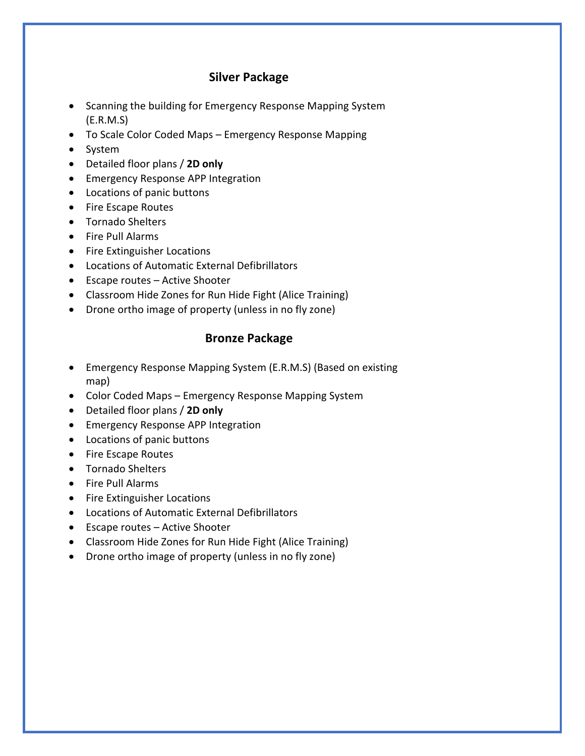## Silver Package

- Scanning the building for Emergency Response Mapping System (E.R.M.S)
- To Scale Color Coded Maps – Emergency Response Mapping
- System
- Detailed floor plans / **2D only**
- Emergency Response APP Integration
- Locations of panic buttons
- Fire Escape Routes
- Tornado Shelters
- Fire Pull Alarms
- Fire Extinguisher Locations
- Locations of Automatic External Defibrillators
- Escape routes – Active Shooter
- Classroom Hide Zones for Run Hide Fight (Alice Training)
- Drone ortho image of property (unless in no fly zone)

## Bronze Package

- Emergency Response Mapping System (E.R.M.S) (Based on existing map)
- Color Coded Maps – Emergency Response Mapping System
- Detailed floor plans / **2D only**
- Emergency Response APP Integration
- Locations of panic buttons
- Fire Escape Routes
- Tornado Shelters
- Fire Pull Alarms
- Fire Extinguisher Locations
- Locations of Automatic External Defibrillators
- Escape routes – Active Shooter
- Classroom Hide Zones for Run Hide Fight (Alice Training)
- Drone ortho image of property (unless in no fly zone)